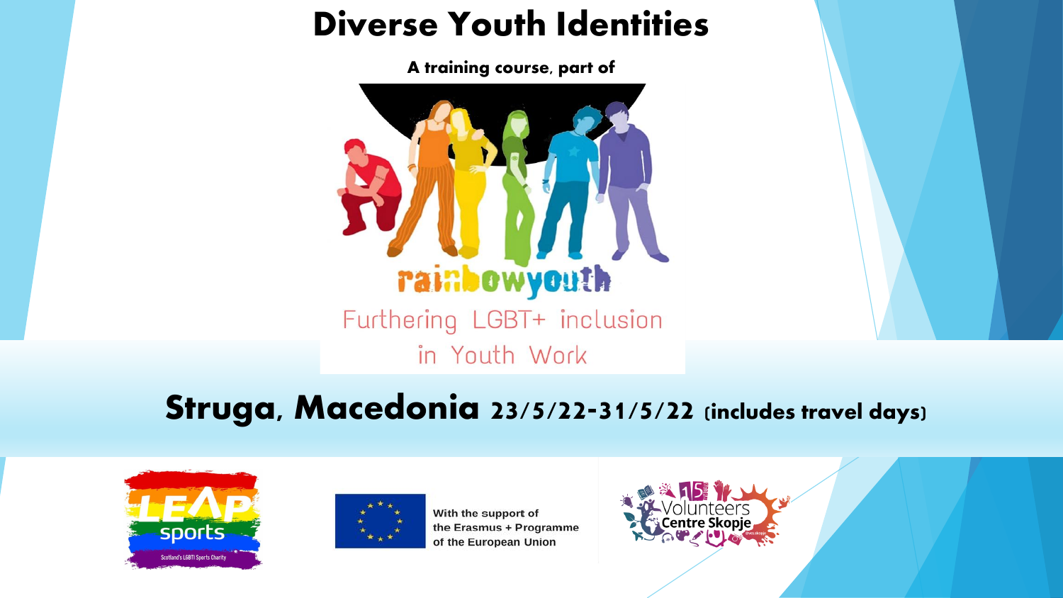# Diverse Youth Identities

**A training course, part of**

rainbowyouth

Furthering LGBT+ inclusion in Youth Work

## Struga, Macedonia 23/5/22-31/5/22 (includes travel days)

LEAP sports

Scotland's LGBTI Sports Charity

With the support of the Erasmus + Programme of the European Union

Volunteers Centre Skopje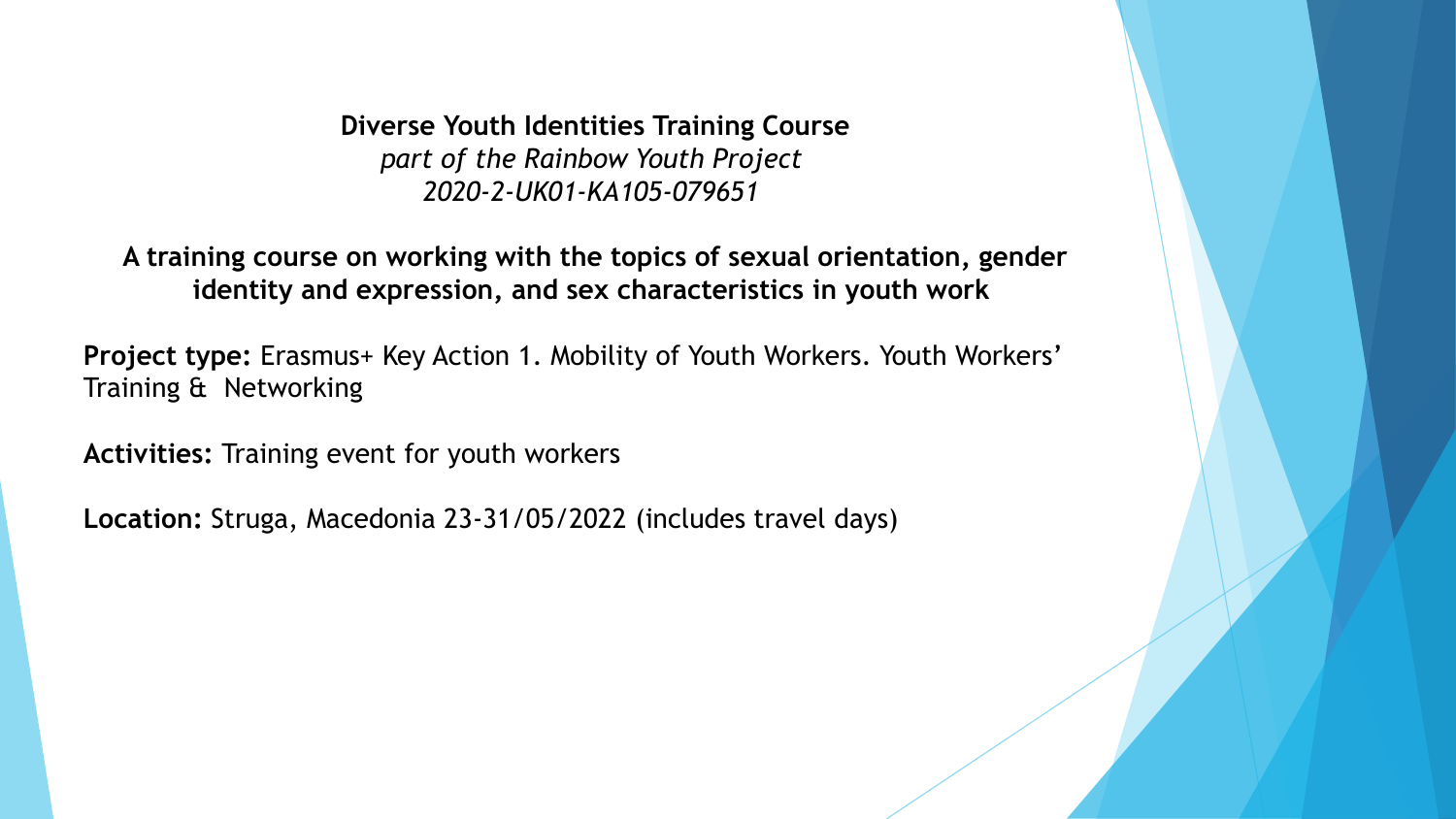**Diverse Youth Identities Training Course**
*part of the Rainbow Youth Project*
*2020-2-UK01-KA105-079651*

**A training course on working with the topics of sexual orientation, gender identity and expression, and sex characteristics in youth work**

**Project type:** Erasmus+ Key Action 1. Mobility of Youth Workers. Youth Workers' Training & Networking

**Activities:** Training event for youth workers

**Location:** Struga, Macedonia 23-31/05/2022 (includes travel days)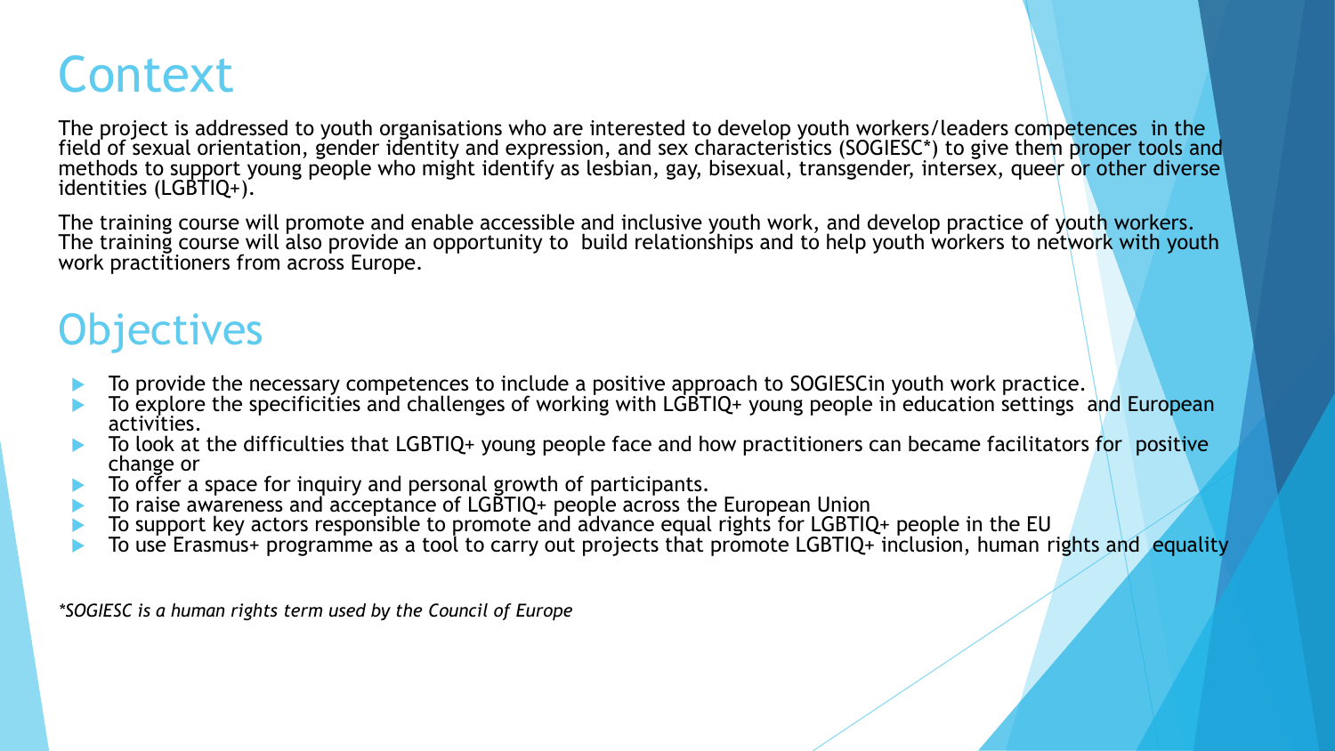# Context

The project is addressed to youth organisations who are interested to develop youth workers/leaders competences in the field of sexual orientation, gender identity and expression, and sex characteristics (SOGIESC*) to give them proper tools and methods to support young people who might identify as lesbian, gay, bisexual, transgender, intersex, queer or other diverse identities (LGBTIQ+).

The training course will promote and enable accessible and inclusive youth work, and develop practice of youth workers. The training course will also provide an opportunity to build relationships and to help youth workers to network with youth work practitioners from across Europe.

# Objectives

- To provide the necessary competences to include a positive approach to SOGIESCin youth work practice.
- To explore the specificities and challenges of working with LGBTIQ+ young people in education settings and European activities.
- To look at the difficulties that LGBTIQ+ young people face and how practitioners can became facilitators for positive change or
- To offer a space for inquiry and personal growth of participants.
- To raise awareness and acceptance of LGBTIQ+ people across the European Union
- To support key actors responsible to promote and advance equal rights for LGBTIQ+ people in the EU
- To use Erasmus+ programme as a tool to carry out projects that promote LGBTIQ+ inclusion, human rights and equality

*\*SOGIESC is a human rights term used by the Council of Europe*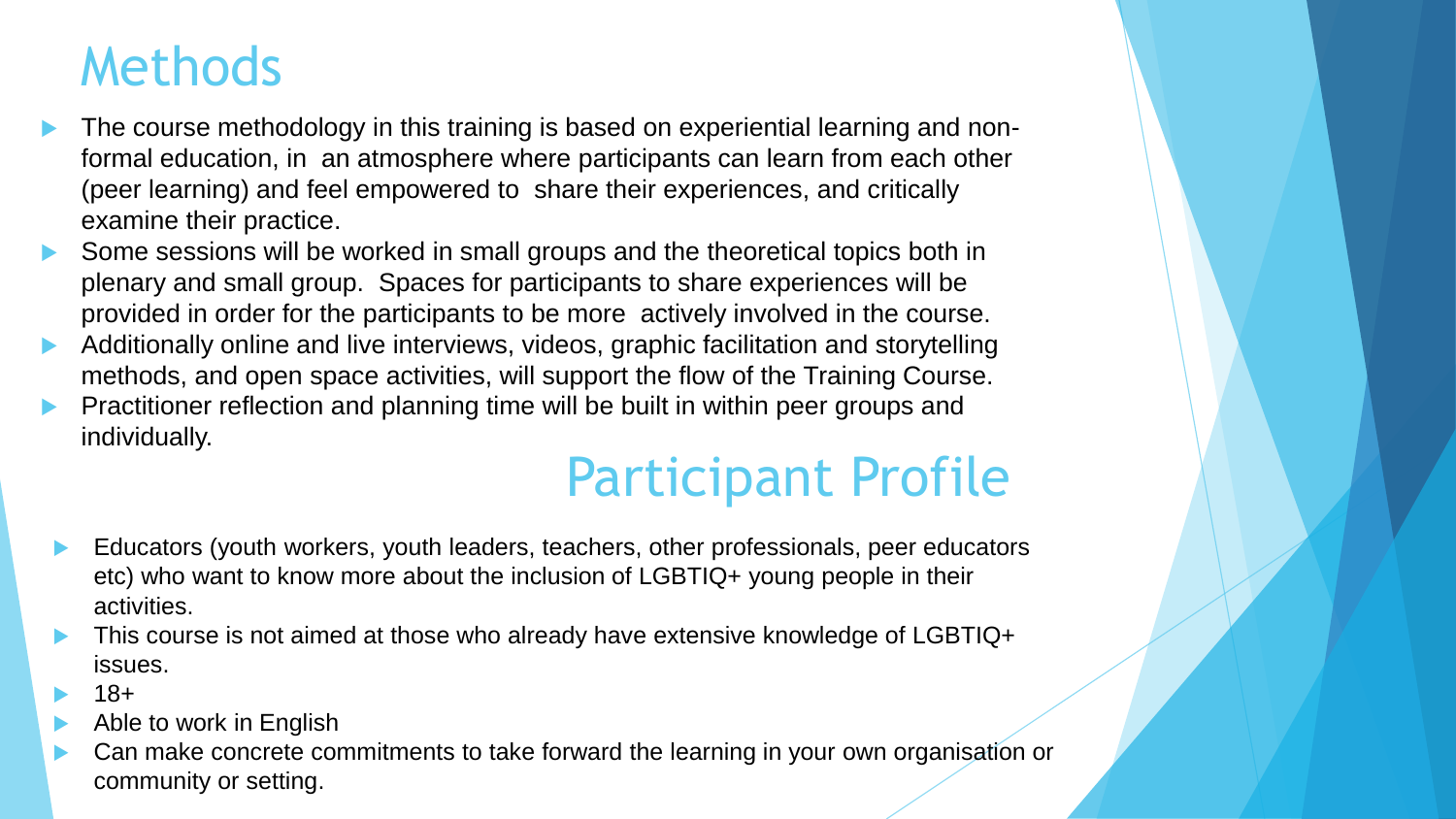# Methods

- The course methodology in this training is based on experiential learning and non-formal education, in an atmosphere where participants can learn from each other (peer learning) and feel empowered to share their experiences, and critically examine their practice.
- Some sessions will be worked in small groups and the theoretical topics both in plenary and small group. Spaces for participants to share experiences will be provided in order for the participants to be more actively involved in the course.
- Additionally online and live interviews, videos, graphic facilitation and storytelling methods, and open space activities, will support the flow of the Training Course.
- Practitioner reflection and planning time will be built in within peer groups and individually.

# Participant Profile

- Educators (youth workers, youth leaders, teachers, other professionals, peer educators etc) who want to know more about the inclusion of LGBTIQ+ young people in their activities.
- This course is not aimed at those who already have extensive knowledge of LGBTIQ+ issues.
- 18+
- Able to work in English
- Can make concrete commitments to take forward the learning in your own organisation or community or setting.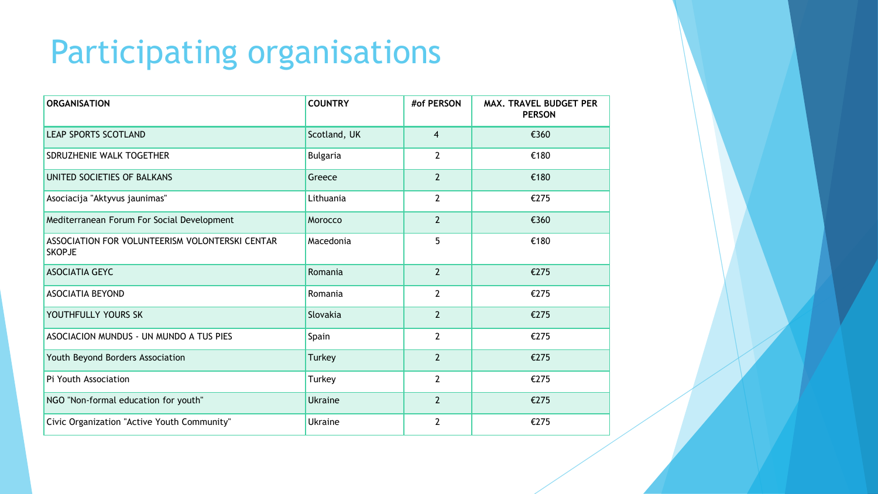# Participating organisations

| ORGANISATION | COUNTRY | #of PERSON | MAX. TRAVEL BUDGET PER PERSON |
|---|---|---|---|
| LEAP SPORTS SCOTLAND | Scotland, UK | 4 | €360 |
| SDRUZHENIE WALK TOGETHER | Bulgaria | 2 | €180 |
| UNITED SOCIETIES OF BALKANS | Greece | 2 | €180 |
| Asociacija "Aktyvus jaunimas" | Lithuania | 2 | €275 |
| Mediterranean Forum For Social Development | Morocco | 2 | €360 |
| ASSOCIATION FOR VOLUNTEERISM VOLONTERSKI CENTAR SKOPJE | Macedonia | 5 | €180 |
| ASOCIATIA GEYC | Romania | 2 | €275 |
| ASOCIATIA BEYOND | Romania | 2 | €275 |
| YOUTHFULLY YOURS SK | Slovakia | 2 | €275 |
| ASOCIACION MUNDUS - UN MUNDO A TUS PIES | Spain | 2 | €275 |
| Youth Beyond Borders Association | Turkey | 2 | €275 |
| Pi Youth Association | Turkey | 2 | €275 |
| NGO "Non-formal education for youth" | Ukraine | 2 | €275 |
| Civic Organization "Active Youth Community" | Ukraine | 2 | €275 |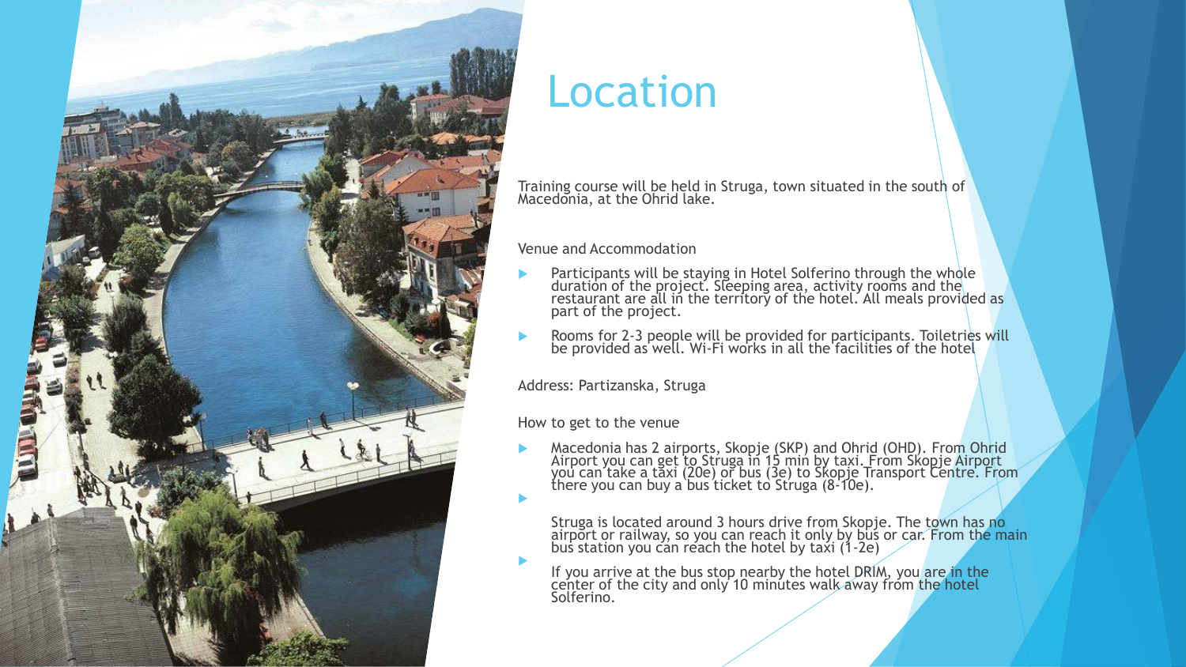# Location

Training course will be held in Struga, town situated in the south of Macedonia, at the Ohrid lake.

Venue and Accommodation

- Participants will be staying in Hotel Solferino through the whole duration of the project. Sleeping area, activity rooms and the restaurant are all in the territory of the hotel. All meals provided as part of the project.
- Rooms for 2-3 people will be provided for participants. Toiletries will be provided as well. Wi-Fi works in all the facilities of the hotel

Address: Partizanska, Struga

How to get to the venue

- Macedonia has 2 airports, Skopje (SKP) and Ohrid (OHD). From Ohrid Airport you can get to Struga in 15 min by taxi. From Skopje Airport you can take a taxi (20e) or bus (3e) to Skopje Transport Centre. From there you can buy a bus ticket to Struga (8-10e).
- Struga is located around 3 hours drive from Skopje. The town has no airport or railway, so you can reach it only by bus or car. From the main bus station you can reach the hotel by taxi (1-2e)
- If you arrive at the bus stop nearby the hotel DRIM, you are in the center of the city and only 10 minutes walk away from the hotel Solferino.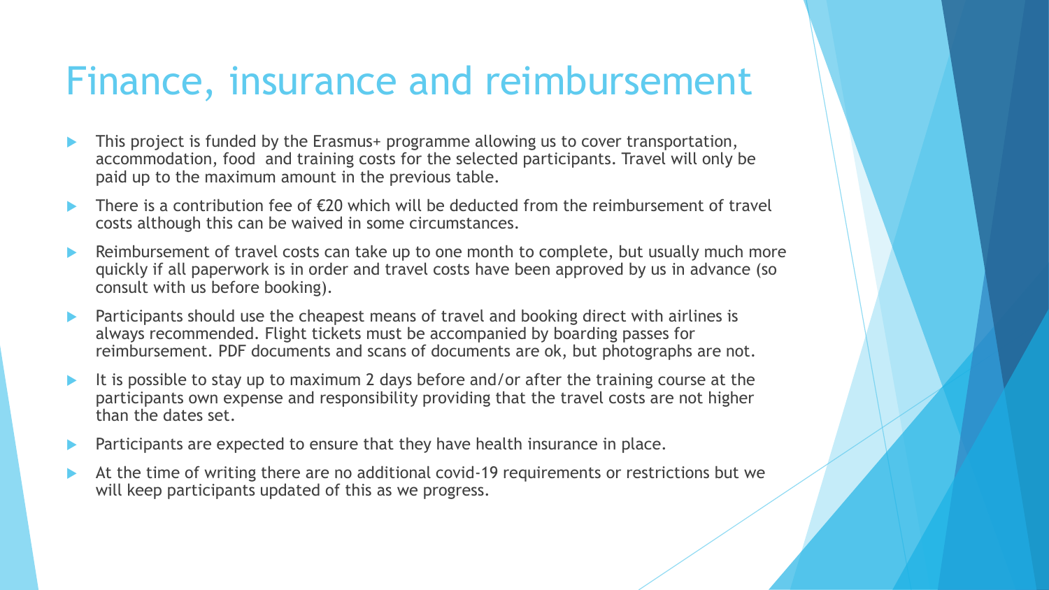# Finance, insurance and reimbursement

- This project is funded by the Erasmus+ programme allowing us to cover transportation, accommodation, food and training costs for the selected participants. Travel will only be paid up to the maximum amount in the previous table.
- There is a contribution fee of €20 which will be deducted from the reimbursement of travel costs although this can be waived in some circumstances.
- Reimbursement of travel costs can take up to one month to complete, but usually much more quickly if all paperwork is in order and travel costs have been approved by us in advance (so consult with us before booking).
- Participants should use the cheapest means of travel and booking direct with airlines is always recommended. Flight tickets must be accompanied by boarding passes for reimbursement. PDF documents and scans of documents are ok, but photographs are not.
- It is possible to stay up to maximum 2 days before and/or after the training course at the participants own expense and responsibility providing that the travel costs are not higher than the dates set.
- Participants are expected to ensure that they have health insurance in place.
- At the time of writing there are no additional covid-19 requirements or restrictions but we will keep participants updated of this as we progress.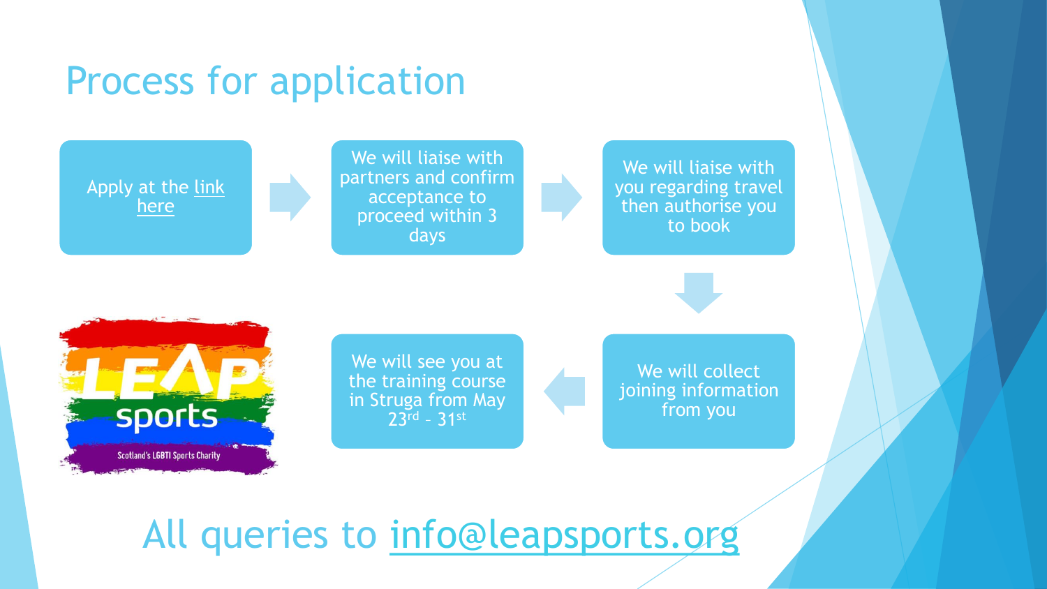# Process for application

1. Apply at the link here
2. We will liaise with partners and confirm acceptance to proceed within 3 days
3. We will liaise with you regarding travel then authorise you to book
4. We will collect joining information from you
5. We will see you at the training course in Struga from May 23rd – 31st

LEAP sports

Scotland's LGBTI Sports Charity

All queries to info@leapsports.org